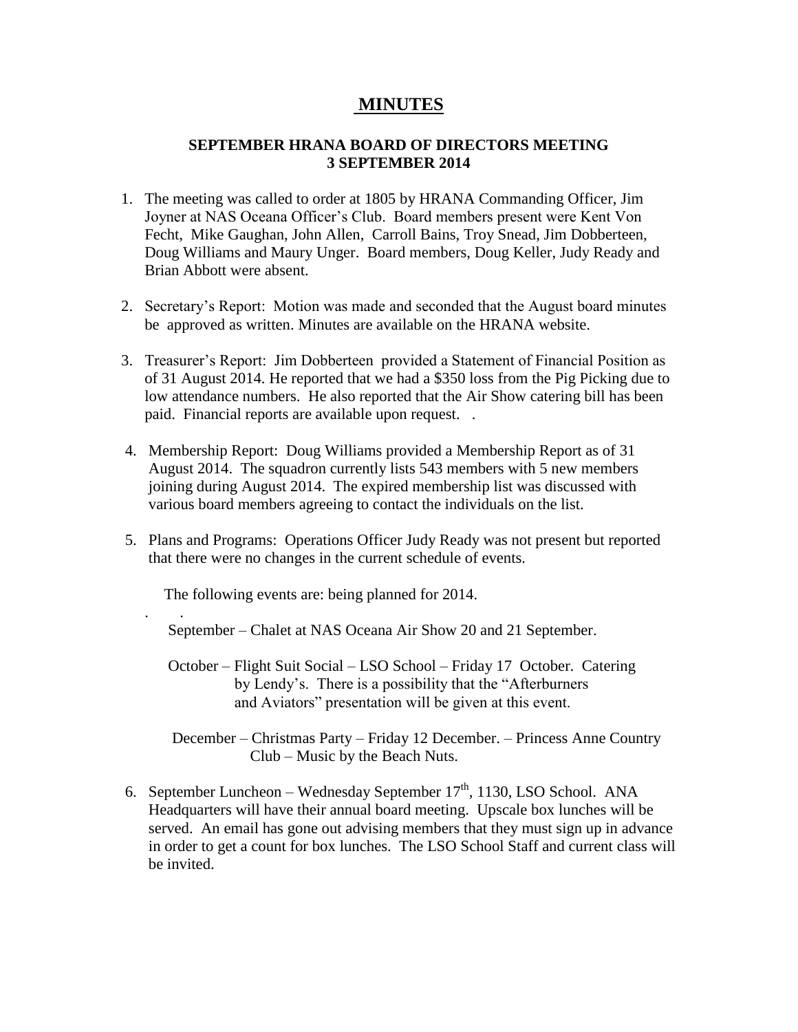# MINUTES

### SEPTEMBER HRANA BOARD OF DIRECTORS MEETING
### 3 SEPTEMBER 2014

1. The meeting was called to order at 1805 by HRANA Commanding Officer, Jim Joyner at NAS Oceana Officer's Club. Board members present were Kent Von Fecht, Mike Gaughan, John Allen, Carroll Bains, Troy Snead, Jim Dobberteen, Doug Williams and Maury Unger. Board members, Doug Keller, Judy Ready and Brian Abbott were absent.

2. Secretary's Report: Motion was made and seconded that the August board minutes be approved as written. Minutes are available on the HRANA website.

3. Treasurer's Report: Jim Dobberteen provided a Statement of Financial Position as of 31 August 2014. He reported that we had a $350 loss from the Pig Picking due to low attendance numbers. He also reported that the Air Show catering bill has been paid. Financial reports are available upon request. .

4. Membership Report: Doug Williams provided a Membership Report as of 31 August 2014. The squadron currently lists 543 members with 5 new members joining during August 2014. The expired membership list was discussed with various board members agreeing to contact the individuals on the list.

5. Plans and Programs: Operations Officer Judy Ready was not present but reported that there were no changes in the current schedule of events.

   The following events are: being planned for 2014.

   September – Chalet at NAS Oceana Air Show 20 and 21 September.

   October – Flight Suit Social – LSO School – Friday 17 October. Catering by Lendy's. There is a possibility that the "Afterburners and Aviators" presentation will be given at this event.

   December – Christmas Party – Friday 12 December. – Princess Anne Country Club – Music by the Beach Nuts.

6. September Luncheon – Wednesday September 17th, 1130, LSO School. ANA Headquarters will have their annual board meeting. Upscale box lunches will be served. An email has gone out advising members that they must sign up in advance in order to get a count for box lunches. The LSO School Staff and current class will be invited.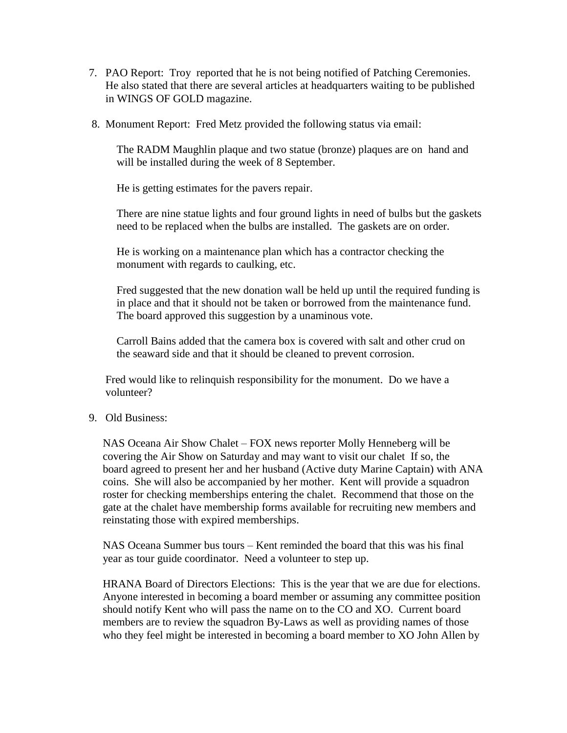7. PAO Report: Troy reported that he is not being notified of Patching Ceremonies. He also stated that there are several articles at headquarters waiting to be published in WINGS OF GOLD magazine.

8. Monument Report: Fred Metz provided the following status via email:

   The RADM Maughlin plaque and two statue (bronze) plaques are on hand and will be installed during the week of 8 September.

   He is getting estimates for the pavers repair.

   There are nine statue lights and four ground lights in need of bulbs but the gaskets need to be replaced when the bulbs are installed. The gaskets are on order.

   He is working on a maintenance plan which has a contractor checking the monument with regards to caulking, etc.

   Fred suggested that the new donation wall be held up until the required funding is in place and that it should not be taken or borrowed from the maintenance fund. The board approved this suggestion by a unaminous vote.

   Carroll Bains added that the camera box is covered with salt and other crud on the seaward side and that it should be cleaned to prevent corrosion.

   Fred would like to relinquish responsibility for the monument. Do we have a volunteer?

9. Old Business:

   NAS Oceana Air Show Chalet – FOX news reporter Molly Henneberg will be covering the Air Show on Saturday and may want to visit our chalet If so, the board agreed to present her and her husband (Active duty Marine Captain) with ANA coins. She will also be accompanied by her mother. Kent will provide a squadron roster for checking memberships entering the chalet. Recommend that those on the gate at the chalet have membership forms available for recruiting new members and reinstating those with expired memberships.

   NAS Oceana Summer bus tours – Kent reminded the board that this was his final year as tour guide coordinator. Need a volunteer to step up.

   HRANA Board of Directors Elections: This is the year that we are due for elections. Anyone interested in becoming a board member or assuming any committee position should notify Kent who will pass the name on to the CO and XO. Current board members are to review the squadron By-Laws as well as providing names of those who they feel might be interested in becoming a board member to XO John Allen by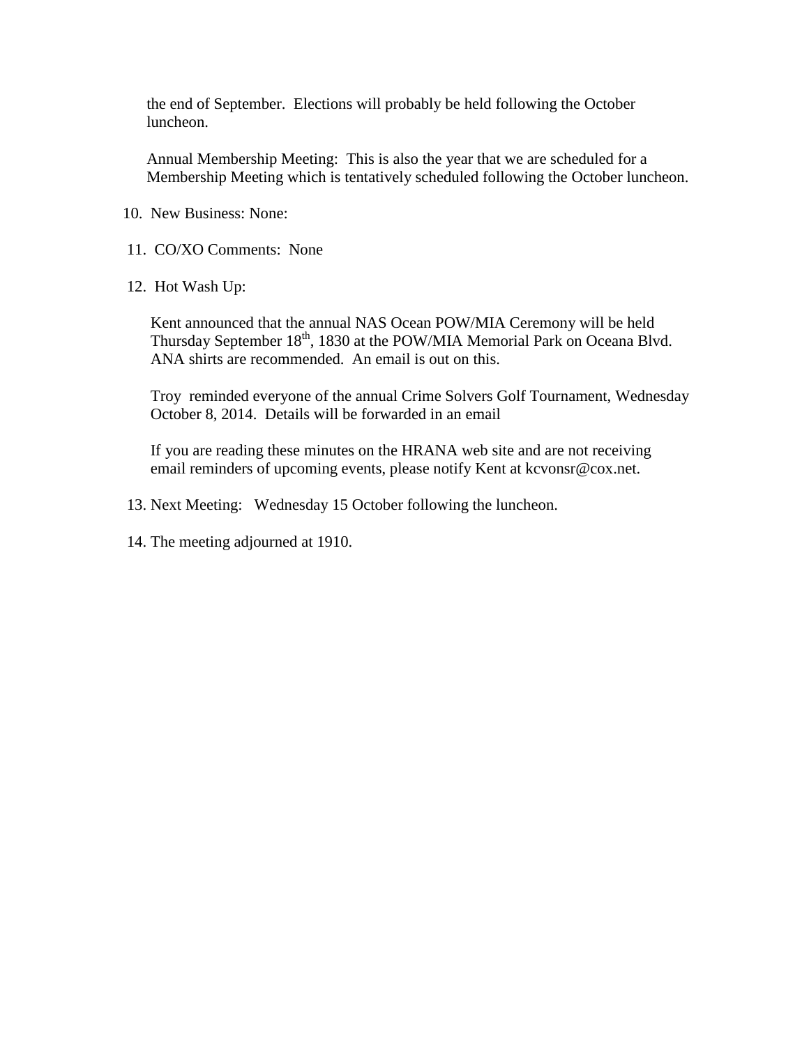the end of September. Elections will probably be held following the October luncheon.

Annual Membership Meeting: This is also the year that we are scheduled for a Membership Meeting which is tentatively scheduled following the October luncheon.

10. New Business: None:

11. CO/XO Comments: None

12. Hot Wash Up:

    Kent announced that the annual NAS Ocean POW/MIA Ceremony will be held Thursday September 18th, 1830 at the POW/MIA Memorial Park on Oceana Blvd. ANA shirts are recommended. An email is out on this.

    Troy reminded everyone of the annual Crime Solvers Golf Tournament, Wednesday October 8, 2014. Details will be forwarded in an email

    If you are reading these minutes on the HRANA web site and are not receiving email reminders of upcoming events, please notify Kent at kcvonsr@cox.net.

13. Next Meeting: Wednesday 15 October following the luncheon.

14. The meeting adjourned at 1910.